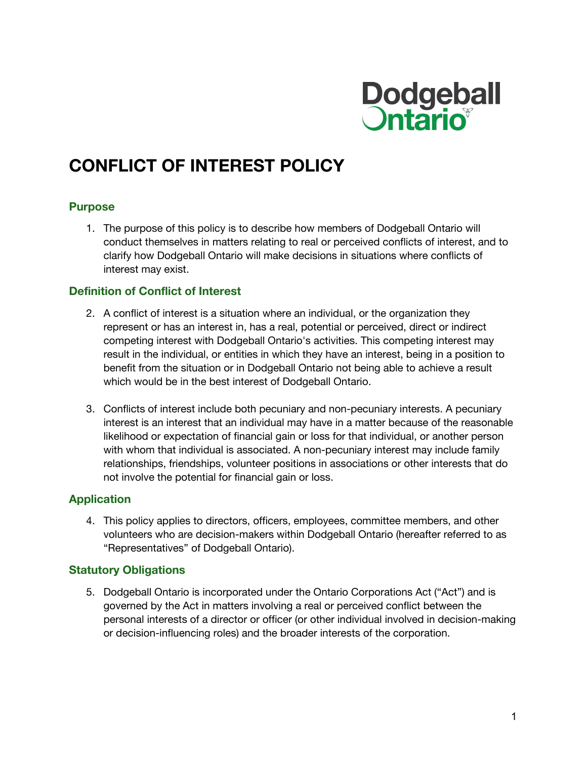# CONFLICT OF INTEREST POLICY

## Purpose

1. The purpose of this policy is to describe how members of Dodgeball Ontario will conduct themselves in matters relating to real or perceived conflicts of interest, and to clarify how Dodgeball Ontario will make decisions in situations where conflicts of interest may exist.

## Definition of Conflict of Interest

2. A conflict of interest is a situation where an individual, or the organization they represent or has an interest in, has a real, potential or perceived, direct or indirect competing interest with Dodgeball Ontario's activities. This competing interest may result in the individual, or entities in which they have an interest, being in a position to benefit from the situation or in Dodgeball Ontario not being able to achieve a result which would be in the best interest of Dodgeball Ontario.

3. Conflicts of interest include both pecuniary and non-pecuniary interests. A pecuniary interest is an interest that an individual may have in a matter because of the reasonable likelihood or expectation of financial gain or loss for that individual, or another person with whom that individual is associated. A non-pecuniary interest may include family relationships, friendships, volunteer positions in associations or other interests that do not involve the potential for financial gain or loss.

## Application

4. This policy applies to directors, officers, employees, committee members, and other volunteers who are decision-makers within Dodgeball Ontario (hereafter referred to as "Representatives" of Dodgeball Ontario).

## Statutory Obligations

5. Dodgeball Ontario is incorporated under the Ontario Corporations Act ("Act") and is governed by the Act in matters involving a real or perceived conflict between the personal interests of a director or officer (or other individual involved in decision-making or decision-influencing roles) and the broader interests of the corporation.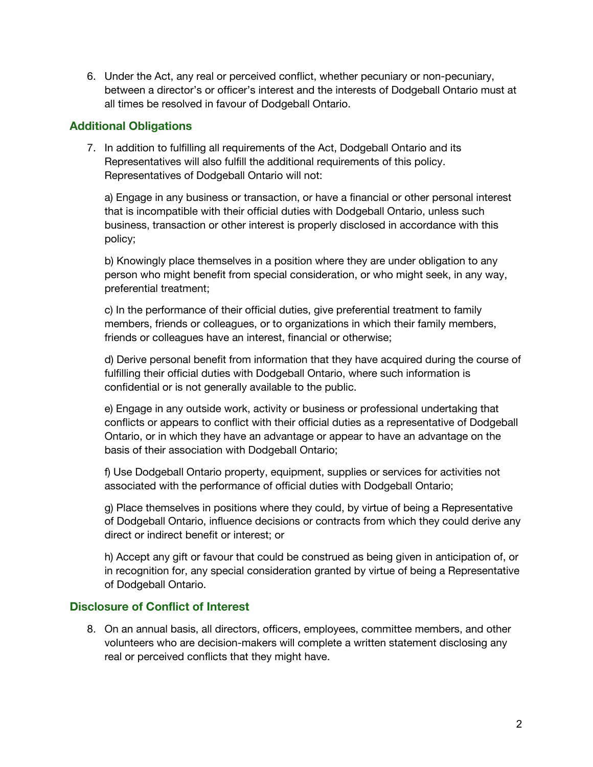6. Under the Act, any real or perceived conflict, whether pecuniary or non-pecuniary, between a director's or officer's interest and the interests of Dodgeball Ontario must at all times be resolved in favour of Dodgeball Ontario.

## Additional Obligations

7. In addition to fulfilling all requirements of the Act, Dodgeball Ontario and its Representatives will also fulfill the additional requirements of this policy. Representatives of Dodgeball Ontario will not:

   a) Engage in any business or transaction, or have a financial or other personal interest that is incompatible with their official duties with Dodgeball Ontario, unless such business, transaction or other interest is properly disclosed in accordance with this policy;

   b) Knowingly place themselves in a position where they are under obligation to any person who might benefit from special consideration, or who might seek, in any way, preferential treatment;

   c) In the performance of their official duties, give preferential treatment to family members, friends or colleagues, or to organizations in which their family members, friends or colleagues have an interest, financial or otherwise;

   d) Derive personal benefit from information that they have acquired during the course of fulfilling their official duties with Dodgeball Ontario, where such information is confidential or is not generally available to the public.

   e) Engage in any outside work, activity or business or professional undertaking that conflicts or appears to conflict with their official duties as a representative of Dodgeball Ontario, or in which they have an advantage or appear to have an advantage on the basis of their association with Dodgeball Ontario;

   f) Use Dodgeball Ontario property, equipment, supplies or services for activities not associated with the performance of official duties with Dodgeball Ontario;

   g) Place themselves in positions where they could, by virtue of being a Representative of Dodgeball Ontario, influence decisions or contracts from which they could derive any direct or indirect benefit or interest; or

   h) Accept any gift or favour that could be construed as being given in anticipation of, or in recognition for, any special consideration granted by virtue of being a Representative of Dodgeball Ontario.

## Disclosure of Conflict of Interest

8. On an annual basis, all directors, officers, employees, committee members, and other volunteers who are decision-makers will complete a written statement disclosing any real or perceived conflicts that they might have.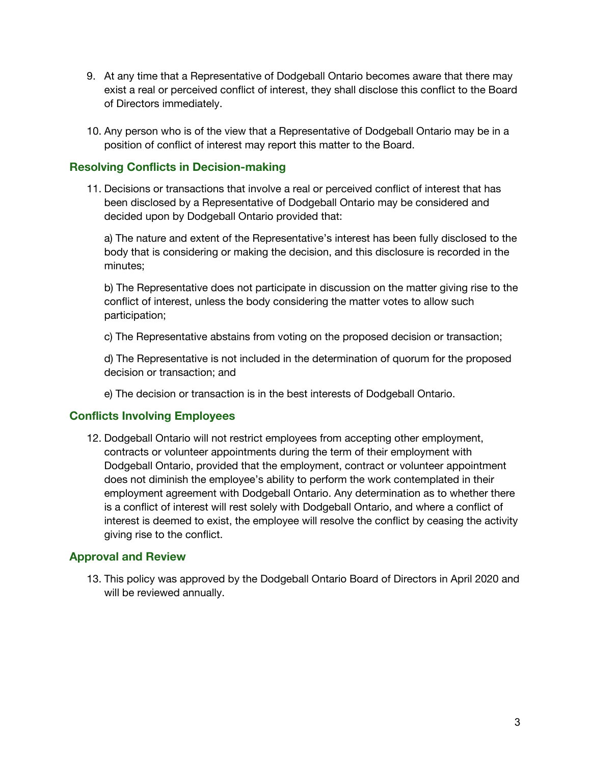9. At any time that a Representative of Dodgeball Ontario becomes aware that there may exist a real or perceived conflict of interest, they shall disclose this conflict to the Board of Directors immediately.

10. Any person who is of the view that a Representative of Dodgeball Ontario may be in a position of conflict of interest may report this matter to the Board.

## Resolving Conflicts in Decision-making

11. Decisions or transactions that involve a real or perceived conflict of interest that has been disclosed by a Representative of Dodgeball Ontario may be considered and decided upon by Dodgeball Ontario provided that:

    a) The nature and extent of the Representative's interest has been fully disclosed to the body that is considering or making the decision, and this disclosure is recorded in the minutes;

    b) The Representative does not participate in discussion on the matter giving rise to the conflict of interest, unless the body considering the matter votes to allow such participation;

    c) The Representative abstains from voting on the proposed decision or transaction;

    d) The Representative is not included in the determination of quorum for the proposed decision or transaction; and

    e) The decision or transaction is in the best interests of Dodgeball Ontario.

## Conflicts Involving Employees

12. Dodgeball Ontario will not restrict employees from accepting other employment, contracts or volunteer appointments during the term of their employment with Dodgeball Ontario, provided that the employment, contract or volunteer appointment does not diminish the employee's ability to perform the work contemplated in their employment agreement with Dodgeball Ontario. Any determination as to whether there is a conflict of interest will rest solely with Dodgeball Ontario, and where a conflict of interest is deemed to exist, the employee will resolve the conflict by ceasing the activity giving rise to the conflict.

## Approval and Review

13. This policy was approved by the Dodgeball Ontario Board of Directors in April 2020 and will be reviewed annually.